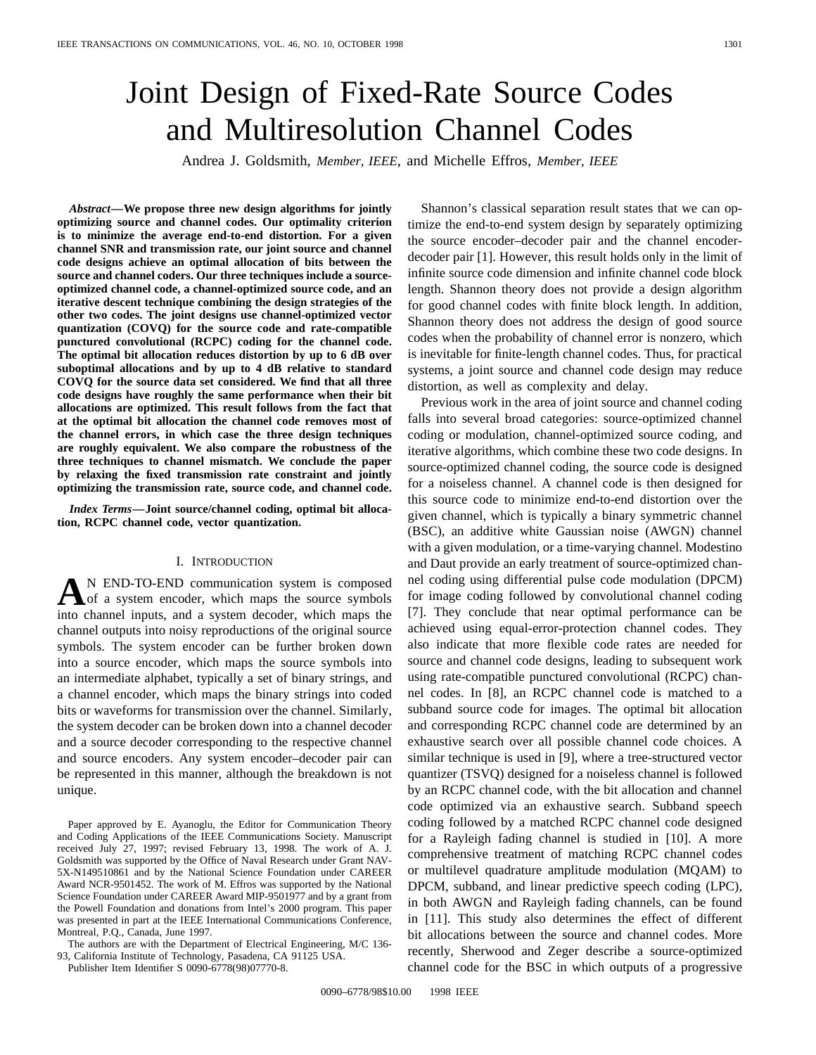# Joint Design of Fixed-Rate Source Codes and Multiresolution Channel Codes

Andrea J. Goldsmith, *Member, IEEE*, and Michelle Effros, *Member, IEEE*

***Abstract*—We propose three new design algorithms for jointly optimizing source and channel codes. Our optimality criterion is to minimize the average end-to-end distortion. For a given channel SNR and transmission rate, our joint source and channel code designs achieve an optimal allocation of bits between the source and channel coders. Our three techniques include a source-optimized channel code, a channel-optimized source code, and an iterative descent technique combining the design strategies of the other two codes. The joint designs use channel-optimized vector quantization (COVQ) for the source code and rate-compatible punctured convolutional (RCPC) coding for the channel code. The optimal bit allocation reduces distortion by up to 6 dB over suboptimal allocations and by up to 4 dB relative to standard COVQ for the source data set considered. We find that all three code designs have roughly the same performance when their bit allocations are optimized. This result follows from the fact that at the optimal bit allocation the channel code removes most of the channel errors, in which case the three design techniques are roughly equivalent. We also compare the robustness of the three techniques to channel mismatch. We conclude the paper by relaxing the fixed transmission rate constraint and jointly optimizing the transmission rate, source code, and channel code.**

***Index Terms*—Joint source/channel coding, optimal bit allocation, RCPC channel code, vector quantization.**

## I. Introduction

An end-to-end communication system is composed of a system encoder, which maps the source symbols into channel inputs, and a system decoder, which maps the channel outputs into noisy reproductions of the original source symbols. The system encoder can be further broken down into a source encoder, which maps the source symbols into an intermediate alphabet, typically a set of binary strings, and a channel encoder, which maps the binary strings into coded bits or waveforms for transmission over the channel. Similarly, the system decoder can be broken down into a channel decoder and a source decoder corresponding to the respective channel and source encoders. Any system encoder–decoder pair can be represented in this manner, although the breakdown is not unique.

Paper approved by E. Ayanoglu, the Editor for Communication Theory and Coding Applications of the IEEE Communications Society. Manuscript received July 27, 1997; revised February 13, 1998. The work of A. J. Goldsmith was supported by the Office of Naval Research under Grant NAV-5X-N149510861 and by the National Science Foundation under CAREER Award NCR-9501452. The work of M. Effros was supported by the National Science Foundation under CAREER Award MIP-9501977 and by a grant from the Powell Foundation and donations from Intel's 2000 program. This paper was presented in part at the IEEE International Communications Conference, Montreal, P.Q., Canada, June 1997.

The authors are with the Department of Electrical Engineering, M/C 136-93, California Institute of Technology, Pasadena, CA 91125 USA.

Publisher Item Identifier S 0090-6778(98)07770-8.

Shannon's classical separation result states that we can optimize the end-to-end system design by separately optimizing the source encoder–decoder pair and the channel encoder-decoder pair [1]. However, this result holds only in the limit of infinite source code dimension and infinite channel code block length. Shannon theory does not provide a design algorithm for good channel codes with finite block length. In addition, Shannon theory does not address the design of good source codes when the probability of channel error is nonzero, which is inevitable for finite-length channel codes. Thus, for practical systems, a joint source and channel code design may reduce distortion, as well as complexity and delay.

Previous work in the area of joint source and channel coding falls into several broad categories: source-optimized channel coding or modulation, channel-optimized source coding, and iterative algorithms, which combine these two code designs. In source-optimized channel coding, the source code is designed for a noiseless channel. A channel code is then designed for this source code to minimize end-to-end distortion over the given channel, which is typically a binary symmetric channel (BSC), an additive white Gaussian noise (AWGN) channel with a given modulation, or a time-varying channel. Modestino and Daut provide an early treatment of source-optimized channel coding using differential pulse code modulation (DPCM) for image coding followed by convolutional channel coding [7]. They conclude that near optimal performance can be achieved using equal-error-protection channel codes. They also indicate that more flexible code rates are needed for source and channel code designs, leading to subsequent work using rate-compatible punctured convolutional (RCPC) channel codes. In [8], an RCPC channel code is matched to a subband source code for images. The optimal bit allocation and corresponding RCPC channel code are determined by an exhaustive search over all possible channel code choices. A similar technique is used in [9], where a tree-structured vector quantizer (TSVQ) designed for a noiseless channel is followed by an RCPC channel code, with the bit allocation and channel code optimized via an exhaustive search. Subband speech coding followed by a matched RCPC channel code designed for a Rayleigh fading channel is studied in [10]. A more comprehensive treatment of matching RCPC channel codes or multilevel quadrature amplitude modulation (MQAM) to DPCM, subband, and linear predictive speech coding (LPC), in both AWGN and Rayleigh fading channels, can be found in [11]. This study also determines the effect of different bit allocations between the source and channel codes. More recently, Sherwood and Zeger describe a source-optimized channel code for the BSC in which outputs of a progressive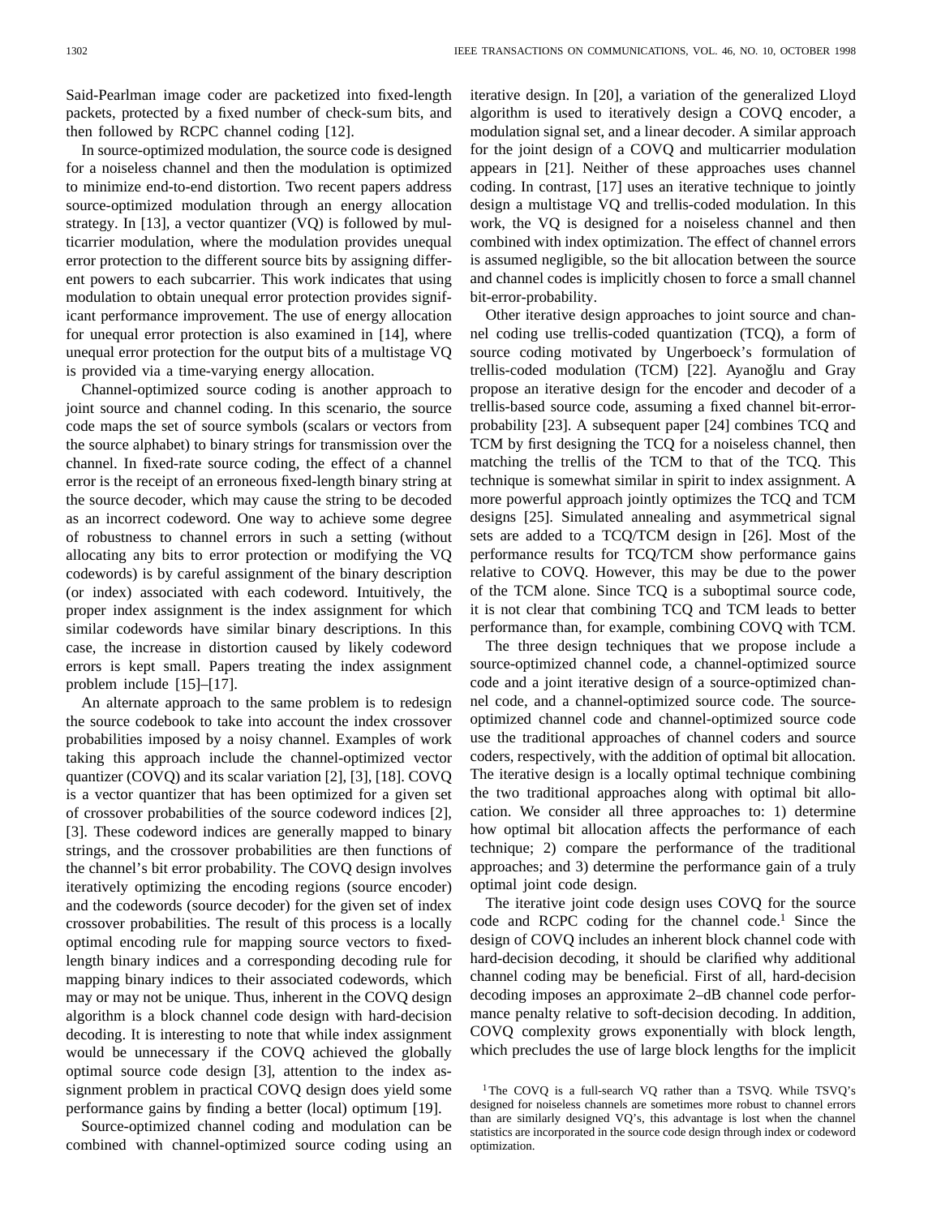Said-Pearlman image coder are packetized into fixed-length packets, protected by a fixed number of check-sum bits, and then followed by RCPC channel coding [12].

In source-optimized modulation, the source code is designed for a noiseless channel and then the modulation is optimized to minimize end-to-end distortion. Two recent papers address source-optimized modulation through an energy allocation strategy. In [13], a vector quantizer (VQ) is followed by multicarrier modulation, where the modulation provides unequal error protection to the different source bits by assigning different powers to each subcarrier. This work indicates that using modulation to obtain unequal error protection provides significant performance improvement. The use of energy allocation for unequal error protection is also examined in [14], where unequal error protection for the output bits of a multistage VQ is provided via a time-varying energy allocation.

Channel-optimized source coding is another approach to joint source and channel coding. In this scenario, the source code maps the set of source symbols (scalars or vectors from the source alphabet) to binary strings for transmission over the channel. In fixed-rate source coding, the effect of a channel error is the receipt of an erroneous fixed-length binary string at the source decoder, which may cause the string to be decoded as an incorrect codeword. One way to achieve some degree of robustness to channel errors in such a setting (without allocating any bits to error protection or modifying the VQ codewords) is by careful assignment of the binary description (or index) associated with each codeword. Intuitively, the proper index assignment is the index assignment for which similar codewords have similar binary descriptions. In this case, the increase in distortion caused by likely codeword errors is kept small. Papers treating the index assignment problem include [15]–[17].

An alternate approach to the same problem is to redesign the source codebook to take into account the index crossover probabilities imposed by a noisy channel. Examples of work taking this approach include the channel-optimized vector quantizer (COVQ) and its scalar variation [2], [3], [18]. COVQ is a vector quantizer that has been optimized for a given set of crossover probabilities of the source codeword indices [2], [3]. These codeword indices are generally mapped to binary strings, and the crossover probabilities are then functions of the channel's bit error probability. The COVQ design involves iteratively optimizing the encoding regions (source encoder) and the codewords (source decoder) for the given set of index crossover probabilities. The result of this process is a locally optimal encoding rule for mapping source vectors to fixed-length binary indices and a corresponding decoding rule for mapping binary indices to their associated codewords, which may or may not be unique. Thus, inherent in the COVQ design algorithm is a block channel code design with hard-decision decoding. It is interesting to note that while index assignment would be unnecessary if the COVQ achieved the globally optimal source code design [3], attention to the index assignment problem in practical COVQ design does yield some performance gains by finding a better (local) optimum [19].

Source-optimized channel coding and modulation can be combined with channel-optimized source coding using an iterative design. In [20], a variation of the generalized Lloyd algorithm is used to iteratively design a COVQ encoder, a modulation signal set, and a linear decoder. A similar approach for the joint design of a COVQ and multicarrier modulation appears in [21]. Neither of these approaches uses channel coding. In contrast, [17] uses an iterative technique to jointly design a multistage VQ and trellis-coded modulation. In this work, the VQ is designed for a noiseless channel and then combined with index optimization. The effect of channel errors is assumed negligible, so the bit allocation between the source and channel codes is implicitly chosen to force a small channel bit-error-probability.

Other iterative design approaches to joint source and channel coding use trellis-coded quantization (TCQ), a form of source coding motivated by Ungerboeck's formulation of trellis-coded modulation (TCM) [22]. Ayanoğlu and Gray propose an iterative design for the encoder and decoder of a trellis-based source code, assuming a fixed channel bit-error-probability [23]. A subsequent paper [24] combines TCQ and TCM by first designing the TCQ for a noiseless channel, then matching the trellis of the TCM to that of the TCQ. This technique is somewhat similar in spirit to index assignment. A more powerful approach jointly optimizes the TCQ and TCM designs [25]. Simulated annealing and asymmetrical signal sets are added to a TCQ/TCM design in [26]. Most of the performance results for TCQ/TCM show performance gains relative to COVQ. However, this may be due to the power of the TCM alone. Since TCQ is a suboptimal source code, it is not clear that combining TCQ and TCM leads to better performance than, for example, combining COVQ with TCM.

The three design techniques that we propose include a source-optimized channel code, a channel-optimized source code and a joint iterative design of a source-optimized channel code, and a channel-optimized source code. The source-optimized channel code and channel-optimized source code use the traditional approaches of channel coders and source coders, respectively, with the addition of optimal bit allocation. The iterative design is a locally optimal technique combining the two traditional approaches along with optimal bit allocation. We consider all three approaches to: 1) determine how optimal bit allocation affects the performance of each technique; 2) compare the performance of the traditional approaches; and 3) determine the performance gain of a truly optimal joint code design.

The iterative joint code design uses COVQ for the source code and RCPC coding for the channel code.[1] Since the design of COVQ includes an inherent block channel code with hard-decision decoding, it should be clarified why additional channel coding may be beneficial. First of all, hard-decision decoding imposes an approximate 2–dB channel code performance penalty relative to soft-decision decoding. In addition, COVQ complexity grows exponentially with block length, which precludes the use of large block lengths for the implicit

[1] The COVQ is a full-search VQ rather than a TSVQ. While TSVQ's designed for noiseless channels are sometimes more robust to channel errors than are similarly designed VQ's, this advantage is lost when the channel statistics are incorporated in the source code design through index or codeword optimization.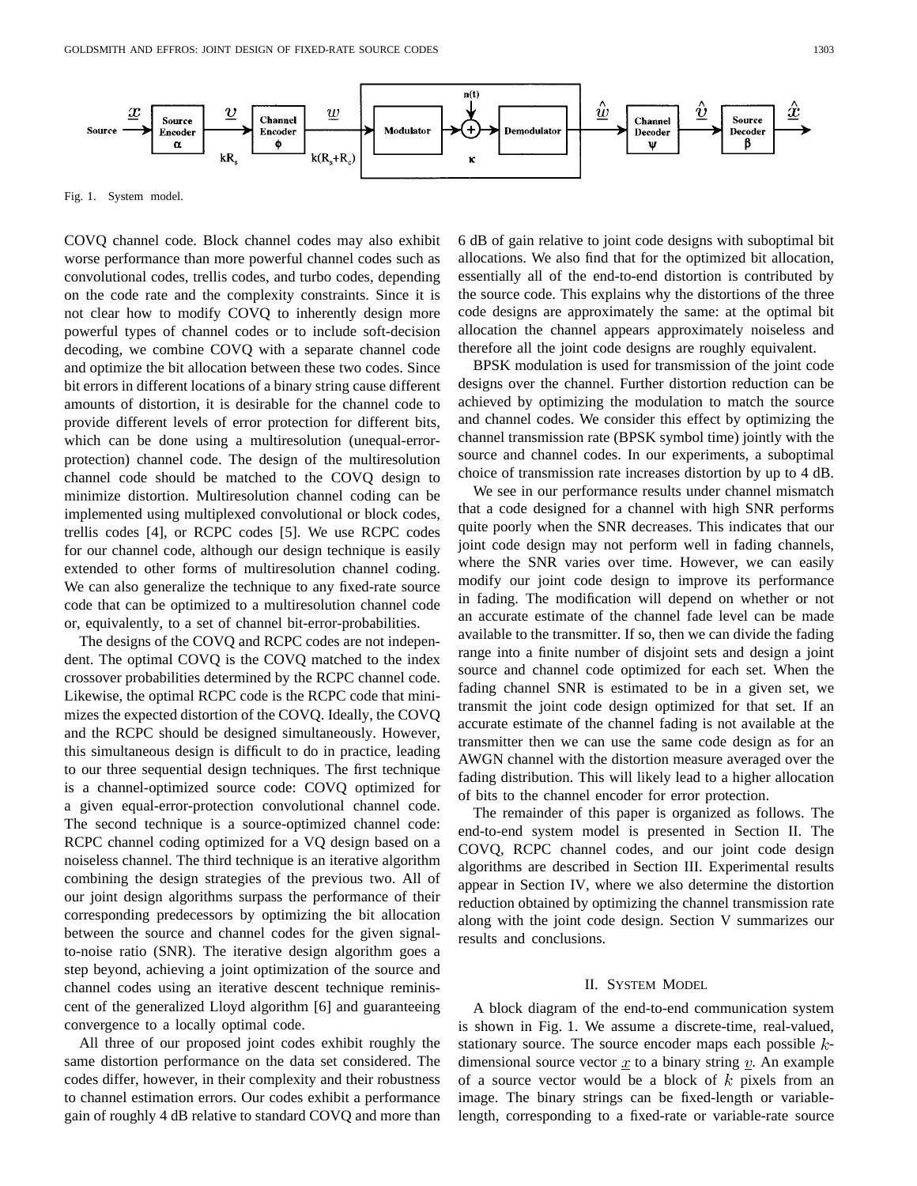Source → Source Encoder $\alpha$ → $\underline{v}$ → Channel Encoder $\phi$ → $\underline{w}$ → Modulator → (+ n(t)) → Demodulator → $\hat{\underline{w}}$ → Channel Decoder $\psi$ → $\hat{\underline{v}}$ → Source Decoder $\beta$ → $\hat{\underline{x}}$

$\underline{x}$

$kR_s$

$k(R_s+R_c)$

$\kappa$

Fig. 1. System model.

COVQ channel code. Block channel codes may also exhibit worse performance than more powerful channel codes such as convolutional codes, trellis codes, and turbo codes, depending on the code rate and the complexity constraints. Since it is not clear how to modify COVQ to inherently design more powerful types of channel codes or to include soft-decision decoding, we combine COVQ with a separate channel code and optimize the bit allocation between these two codes. Since bit errors in different locations of a binary string cause different amounts of distortion, it is desirable for the channel code to provide different levels of error protection for different bits, which can be done using a multiresolution (unequal-error-protection) channel code. The design of the multiresolution channel code should be matched to the COVQ design to minimize distortion. Multiresolution channel coding can be implemented using multiplexed convolutional or block codes, trellis codes [4], or RCPC codes [5]. We use RCPC codes for our channel code, although our design technique is easily extended to other forms of multiresolution channel coding. We can also generalize the technique to any fixed-rate source code that can be optimized to a multiresolution channel code or, equivalently, to a set of channel bit-error-probabilities.

The designs of the COVQ and RCPC codes are not independent. The optimal COVQ is the COVQ matched to the index crossover probabilities determined by the RCPC channel code. Likewise, the optimal RCPC code is the RCPC code that minimizes the expected distortion of the COVQ. Ideally, the COVQ and the RCPC should be designed simultaneously. However, this simultaneous design is difficult to do in practice, leading to our three sequential design techniques. The first technique is a channel-optimized source code: COVQ optimized for a given equal-error-protection convolutional channel code. The second technique is a source-optimized channel code: RCPC channel coding optimized for a VQ design based on a noiseless channel. The third technique is an iterative algorithm combining the design strategies of the previous two. All of our joint design algorithms surpass the performance of their corresponding predecessors by optimizing the bit allocation between the source and channel codes for the given signal-to-noise ratio (SNR). The iterative design algorithm goes a step beyond, achieving a joint optimization of the source and channel codes using an iterative descent technique reminiscent of the generalized Lloyd algorithm [6] and guaranteeing convergence to a locally optimal code.

All three of our proposed joint codes exhibit roughly the same distortion performance on the data set considered. The codes differ, however, in their complexity and their robustness to channel estimation errors. Our codes exhibit a performance gain of roughly 4 dB relative to standard COVQ and more than 6 dB of gain relative to joint code designs with suboptimal bit allocations. We also find that for the optimized bit allocation, essentially all of the end-to-end distortion is contributed by the source code. This explains why the distortions of the three code designs are approximately the same: at the optimal bit allocation the channel appears approximately noiseless and therefore all the joint code designs are roughly equivalent.

BPSK modulation is used for transmission of the joint code designs over the channel. Further distortion reduction can be achieved by optimizing the modulation to match the source and channel codes. We consider this effect by optimizing the channel transmission rate (BPSK symbol time) jointly with the source and channel codes. In our experiments, a suboptimal choice of transmission rate increases distortion by up to 4 dB.

We see in our performance results under channel mismatch that a code designed for a channel with high SNR performs quite poorly when the SNR decreases. This indicates that our joint code design may not perform well in fading channels, where the SNR varies over time. However, we can easily modify our joint code design to improve its performance in fading. The modification will depend on whether or not an accurate estimate of the channel fade level can be made available to the transmitter. If so, then we can divide the fading range into a finite number of disjoint sets and design a joint source and channel code optimized for each set. When the fading channel SNR is estimated to be in a given set, we transmit the joint code design optimized for that set. If an accurate estimate of the channel fading is not available at the transmitter then we can use the same code design as for an AWGN channel with the distortion measure averaged over the fading distribution. This will likely lead to a higher allocation of bits to the channel encoder for error protection.

The remainder of this paper is organized as follows. The end-to-end system model is presented in Section II. The COVQ, RCPC channel codes, and our joint code design algorithms are described in Section III. Experimental results appear in Section IV, where we also determine the distortion reduction obtained by optimizing the channel transmission rate along with the joint code design. Section V summarizes our results and conclusions.

## II. System Model

A block diagram of the end-to-end communication system is shown in Fig. 1. We assume a discrete-time, real-valued, stationary source. The source encoder maps each possible $k$-dimensional source vector $\underline{x}$ to a binary string $\underline{v}$. An example of a source vector would be a block of $k$ pixels from an image. The binary strings can be fixed-length or variable-length, corresponding to a fixed-rate or variable-rate source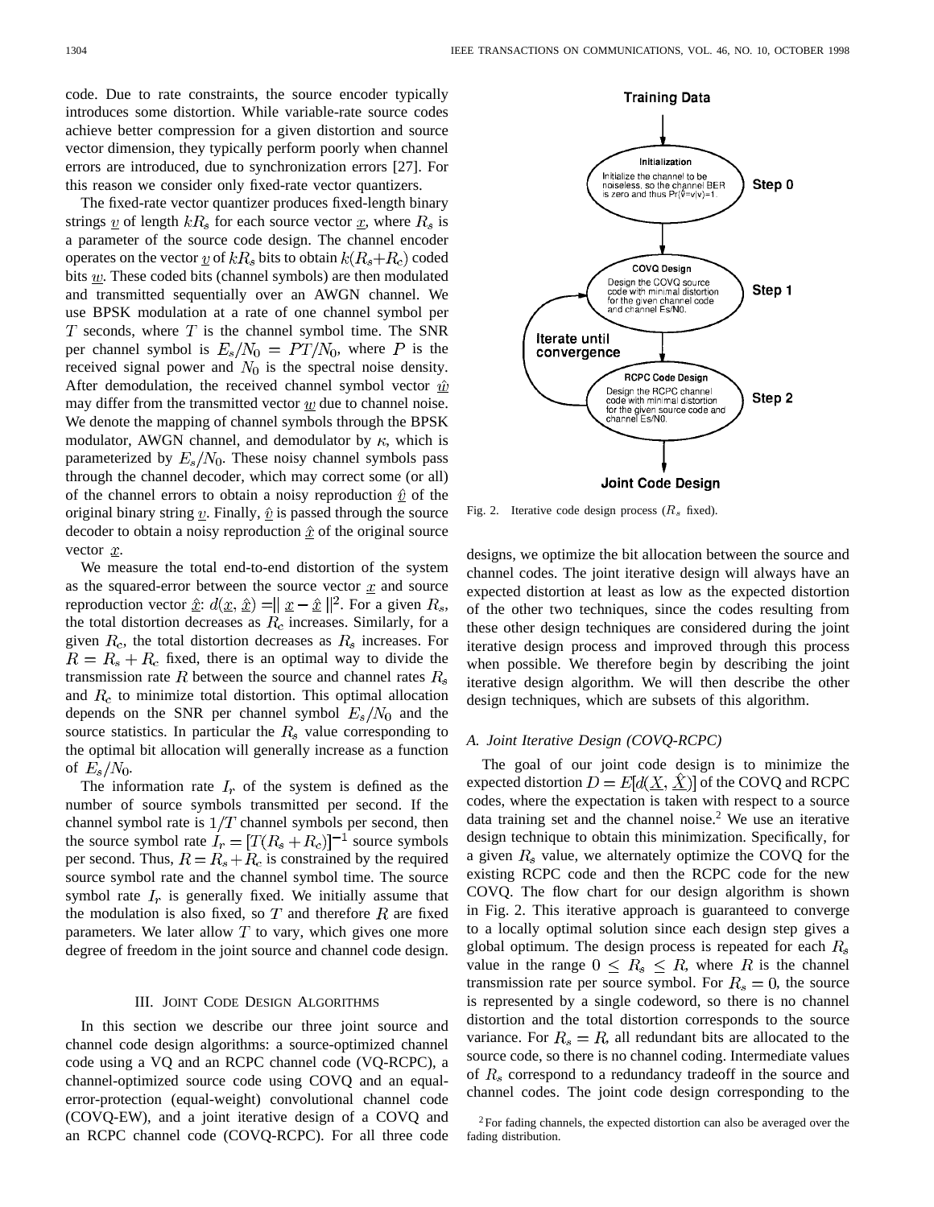code. Due to rate constraints, the source encoder typically introduces some distortion. While variable-rate source codes achieve better compression for a given distortion and source vector dimension, they typically perform poorly when channel errors are introduced, due to synchronization errors [27]. For this reason we consider only fixed-rate vector quantizers.

The fixed-rate vector quantizer produces fixed-length binary strings $\underline{v}$ of length $kR_s$ for each source vector $\underline{x}$, where $R_s$ is a parameter of the source code design. The channel encoder operates on the vector $\underline{v}$ of $kR_s$ bits to obtain $k(R_s+R_c)$ coded bits $\underline{w}$. These coded bits (channel symbols) are then modulated and transmitted sequentially over an AWGN channel. We use BPSK modulation at a rate of one channel symbol per $T$ seconds, where $T$ is the channel symbol time. The SNR per channel symbol is $E_s/N_0 = PT/N_0$, where $P$ is the received signal power and $N_0$ is the spectral noise density. After demodulation, the received channel symbol vector $\hat{\underline{w}}$ may differ from the transmitted vector $\underline{w}$ due to channel noise. We denote the mapping of channel symbols through the BPSK modulator, AWGN channel, and demodulator by $\kappa$, which is parameterized by $E_s/N_0$. These noisy channel symbols pass through the channel decoder, which may correct some (or all) of the channel errors to obtain a noisy reproduction $\hat{\underline{v}}$ of the original binary string $\underline{v}$. Finally, $\hat{\underline{v}}$ is passed through the source decoder to obtain a noisy reproduction $\hat{\underline{x}}$ of the original source vector $\underline{x}$.

We measure the total end-to-end distortion of the system as the squared-error between the source vector $\underline{x}$ and source reproduction vector $\hat{\underline{x}}$: $d(\underline{x}, \hat{\underline{x}}) = \| \underline{x} - \hat{\underline{x}} \|^2$. For a given $R_s$, the total distortion decreases as $R_c$ increases. Similarly, for a given $R_c$, the total distortion decreases as $R_s$ increases. For $R = R_s + R_c$ fixed, there is an optimal way to divide the transmission rate $R$ between the source and channel rates $R_s$ and $R_c$ to minimize total distortion. This optimal allocation depends on the SNR per channel symbol $E_s/N_0$ and the source statistics. In particular the $R_s$ value corresponding to the optimal bit allocation will generally increase as a function of $E_s/N_0$.

The information rate $I_r$ of the system is defined as the number of source symbols transmitted per second. If the channel symbol rate is $1/T$ channel symbols per second, then the source symbol rate $I_r = [T(R_s + R_c)]^{-1}$ source symbols per second. Thus, $R = R_s + R_c$ is constrained by the required source symbol rate and the channel symbol time. The source symbol rate $I_r$ is generally fixed. We initially assume that the modulation is also fixed, so $T$ and therefore $R$ are fixed parameters. We later allow $T$ to vary, which gives one more degree of freedom in the joint source and channel code design.

## III. Joint Code Design Algorithms

In this section we describe our three joint source and channel code design algorithms: a source-optimized channel code using a VQ and an RCPC channel code (VQ-RCPC), a channel-optimized source code using COVQ and an equal-error-protection (equal-weight) convolutional channel code (COVQ-EW), and a joint iterative design of a COVQ and an RCPC channel code (COVQ-RCPC). For all three code designs, we optimize the bit allocation between the source and channel codes. The joint iterative design will always have an expected distortion at least as low as the expected distortion of the other two techniques, since the codes resulting from these other design techniques are considered during the joint iterative design process and improved through this process when possible. We therefore begin by describing the joint iterative design algorithm. We will then describe the other design techniques, which are subsets of this algorithm.

Training Data

Step 0 — Initialization: Initialize the channel to be noiseless, so the channel BER is zero and thus $\Pr(\hat{v}=v|v)=1$.

Step 1 — COVQ Design: Design the COVQ source code with minimal distortion for the given channel code and channel Es/N0.

Iterate until convergence

Step 2 — RCPC Code Design: Design the RCPC channel code with minimal distortion for the given source code and channel Es/N0.

Joint Code Design

Fig. 2. Iterative code design process ($R_s$ fixed).

### A. Joint Iterative Design (COVQ-RCPC)

The goal of our joint code design is to minimize the expected distortion $D = E[d(\underline{X}, \hat{\underline{X}})]$ of the COVQ and RCPC codes, where the expectation is taken with respect to a source data training set and the channel noise.[2] We use an iterative design technique to obtain this minimization. Specifically, for a given $R_s$ value, we alternately optimize the COVQ for the existing RCPC code and then the RCPC code for the new COVQ. The flow chart for our design algorithm is shown in Fig. 2. This iterative approach is guaranteed to converge to a locally optimal solution since each design step gives a global optimum. The design process is repeated for each $R_s$ value in the range $0 \leq R_s \leq R$, where $R$ is the channel transmission rate per source symbol. For $R_s = 0$, the source is represented by a single codeword, so there is no channel distortion and the total distortion corresponds to the source variance. For $R_s = R$, all redundant bits are allocated to the source code, so there is no channel coding. Intermediate values of $R_s$ correspond to a redundancy tradeoff in the source and channel codes. The joint code design corresponding to the

[2] For fading channels, the expected distortion can also be averaged over the fading distribution.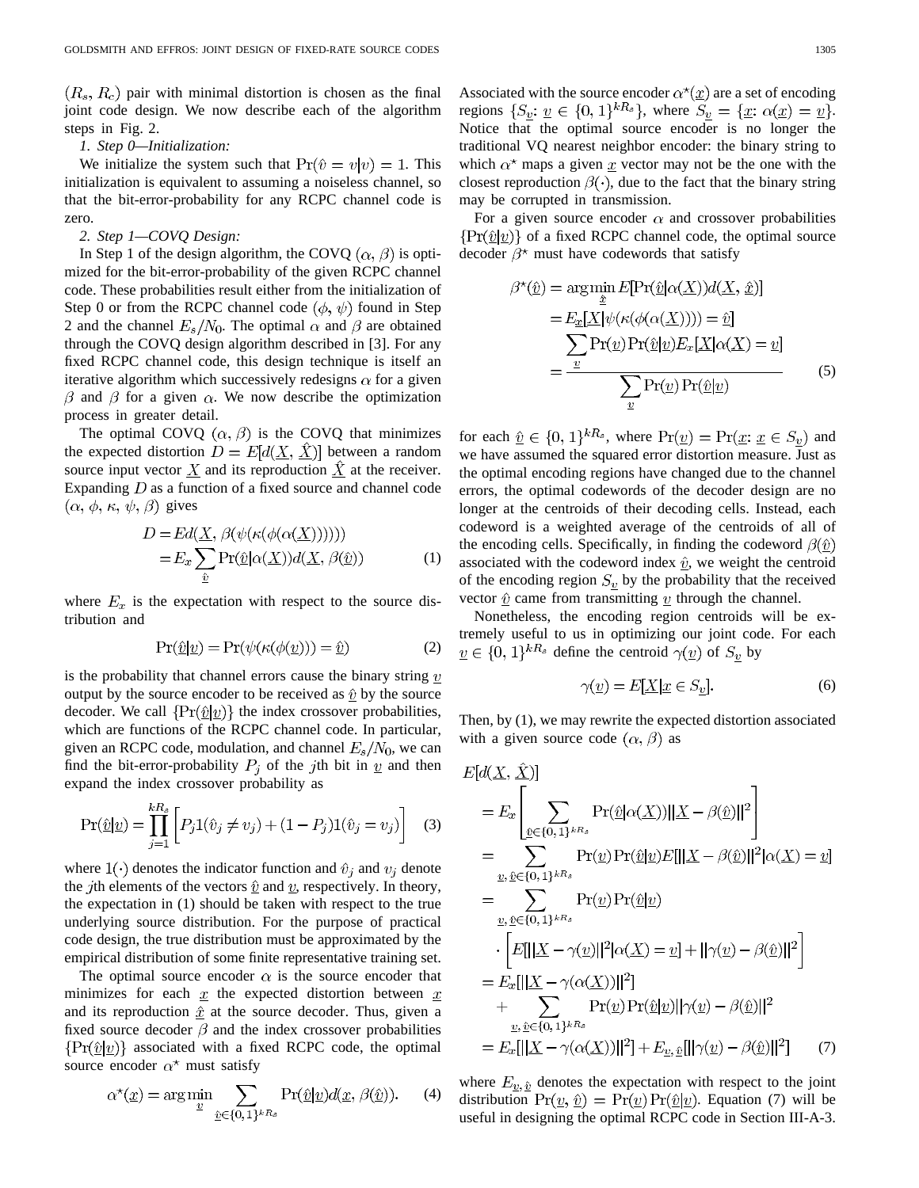$(R_s, R_c)$ pair with minimal distortion is chosen as the final joint code design. We now describe each of the algorithm steps in Fig. 2.

*1. Step 0—Initialization:*

We initialize the system such that $\Pr(\hat{v} = v|v) = 1$. This initialization is equivalent to assuming a noiseless channel, so that the bit-error-probability for any RCPC channel code is zero.

*2. Step 1—COVQ Design:*

In Step 1 of the design algorithm, the COVQ $(\alpha, \beta)$ is optimized for the bit-error-probability of the given RCPC channel code. These probabilities result either from the initialization of Step 0 or from the RCPC channel code $(\phi, \psi)$ found in Step 2 and the channel $E_s/N_0$. The optimal $\alpha$ and $\beta$ are obtained through the COVQ design algorithm described in [3]. For any fixed RCPC channel code, this design technique is itself an iterative algorithm which successively redesigns $\alpha$ for a given $\beta$ and $\beta$ for a given $\alpha$. We now describe the optimization process in greater detail.

The optimal COVQ $(\alpha, \beta)$ is the COVQ that minimizes the expected distortion $D = E[d(\underline{X}, \hat{\underline{X}})]$ between a random source input vector $\underline{X}$ and its reproduction $\hat{\underline{X}}$ at the receiver. Expanding $D$ as a function of a fixed source and channel code $(\alpha, \phi, \kappa, \psi, \beta)$ gives

$$\begin{aligned} D &= Ed(\underline{X}, \beta(\psi(\kappa(\phi(\alpha(\underline{X})))))) \\ &= E_x \sum_{\hat{\underline{v}}} \Pr(\hat{\underline{v}}|\alpha(\underline{X})) d(\underline{X}, \beta(\hat{\underline{v}})) \end{aligned} \tag{1}$$

where $E_x$ is the expectation with respect to the source distribution and

$$\Pr(\hat{\underline{v}}|\underline{v}) = \Pr(\psi(\kappa(\phi(\underline{v}))) = \hat{\underline{v}}) \tag{2}$$

is the probability that channel errors cause the binary string $\underline{v}$ output by the source encoder to be received as $\hat{\underline{v}}$ by the source decoder. We call $\{\Pr(\hat{\underline{v}}|\underline{v})\}$ the index crossover probabilities, which are functions of the RCPC channel code. In particular, given an RCPC code, modulation, and channel $E_s/N_0$, we can find the bit-error-probability $P_j$ of the $j$th bit in $\underline{v}$ and then expand the index crossover probability as

$$\Pr(\hat{\underline{v}}|\underline{v}) = \prod_{j=1}^{kR_s} \left[ P_j 1(\hat{v}_j \neq v_j) + (1 - P_j) 1(\hat{v}_j = v_j) \right] \tag{3}$$

where $1(\cdot)$ denotes the indicator function and $\hat{v}_j$ and $v_j$ denote the $j$th elements of the vectors $\hat{\underline{v}}$ and $\underline{v}$, respectively. In theory, the expectation in (1) should be taken with respect to the true underlying source distribution. For the purpose of practical code design, the true distribution must be approximated by the empirical distribution of some finite representative training set.

The optimal source encoder $\alpha$ is the source encoder that minimizes for each $\underline{x}$ the expected distortion between $\underline{x}$ and its reproduction $\hat{\underline{x}}$ at the source decoder. Thus, given a fixed source decoder $\beta$ and the index crossover probabilities $\{\Pr(\hat{\underline{v}}|\underline{v})\}$ associated with a fixed RCPC code, the optimal source encoder $\alpha^\star$ must satisfy

$$\alpha^\star(\underline{x}) = \arg\min_{\underline{v}} \sum_{\hat{\underline{v}} \in \{0,1\}^{kR_s}} \Pr(\hat{\underline{v}}|\underline{v}) d(\underline{x}, \beta(\hat{\underline{v}})). \tag{4}$$

Associated with the source encoder $\alpha^\star(\underline{x})$ are a set of encoding regions $\{S_{\underline{v}}: \underline{v} \in \{0,1\}^{kR_s}\}$, where $S_{\underline{v}} = \{\underline{x}: \alpha(\underline{x}) = \underline{v}\}$. Notice that the optimal source encoder is no longer the traditional VQ nearest neighbor encoder: the binary string to which $\alpha^\star$ maps a given $\underline{x}$ vector may not be the one with the closest reproduction $\beta(\cdot)$, due to the fact that the binary string may be corrupted in transmission.

For a given source encoder $\alpha$ and crossover probabilities $\{\Pr(\hat{\underline{v}}|\underline{v})\}$ of a fixed RCPC channel code, the optimal source decoder $\beta^\star$ must have codewords that satisfy

$$\begin{aligned} \beta^\star(\hat{\underline{v}}) &= \arg\min_{\hat{\underline{x}}} E[\Pr(\hat{\underline{v}}|\alpha(\underline{X})) d(\underline{X}, \hat{\underline{x}})] \\ &= E_{\underline{x}}[\underline{X}|\psi(\kappa(\phi(\alpha(\underline{X})))) = \hat{\underline{v}}] \\ &= \frac{\sum_{\underline{v}} \Pr(\underline{v}) \Pr(\hat{\underline{v}}|\underline{v}) E_x[\underline{X}|\alpha(\underline{X}) = \underline{v}]}{\sum_{\underline{v}} \Pr(\underline{v}) \Pr(\hat{\underline{v}}|\underline{v})} \end{aligned} \tag{5}$$

for each $\hat{\underline{v}} \in \{0,1\}^{kR_s}$, where $\Pr(\underline{v}) = \Pr(\underline{x}: \underline{x} \in S_{\underline{v}})$ and we have assumed the squared error distortion measure. Just as the optimal encoding regions have changed due to the channel errors, the optimal codewords of the decoder design are no longer at the centroids of their decoding cells. Instead, each codeword is a weighted average of the centroids of all of the encoding cells. Specifically, in finding the codeword $\beta(\hat{\underline{v}})$ associated with the codeword index $\hat{\underline{v}}$, we weight the centroid of the encoding region $S_{\underline{v}}$ by the probability that the received vector $\hat{\underline{v}}$ came from transmitting $\underline{v}$ through the channel.

Nonetheless, the encoding region centroids will be extremely useful to us in optimizing our joint code. For each $\underline{v} \in \{0,1\}^{kR_s}$ define the centroid $\gamma(\underline{v})$ of $S_{\underline{v}}$ by

$$\gamma(\underline{v}) = E[\underline{X}|\underline{x} \in S_{\underline{v}}]. \tag{6}$$

Then, by (1), we may rewrite the expected distortion associated with a given source code $(\alpha, \beta)$ as

$$\begin{aligned} &E[d(\underline{X}, \hat{\underline{X}})] \\ &= E_x\left[\sum_{\hat{\underline{v}} \in \{0,1\}^{kR_s}} \Pr(\hat{\underline{v}}|\alpha(\underline{X})) \|\underline{X} - \beta(\hat{\underline{v}})\|^2\right] \\ &= \sum_{\underline{v}, \hat{\underline{v}} \in \{0,1\}^{kR_s}} \Pr(\underline{v}) \Pr(\hat{\underline{v}}|\underline{v}) E[\|\underline{X} - \beta(\hat{\underline{v}})\|^2 | \alpha(\underline{X}) = \underline{v}] \\ &= \sum_{\underline{v}, \hat{\underline{v}} \in \{0,1\}^{kR_s}} \Pr(\underline{v}) \Pr(\hat{\underline{v}}|\underline{v}) \\ &\quad \cdot \left[ E[\|\underline{X} - \gamma(\underline{v})\|^2 | \alpha(\underline{X}) = \underline{v}] + \|\gamma(\underline{v}) - \beta(\hat{\underline{v}})\|^2 \right] \\ &= E_x[\|\underline{X} - \gamma(\alpha(\underline{X}))\|^2] \\ &\quad + \sum_{\underline{v}, \hat{\underline{v}} \in \{0,1\}^{kR_s}} \Pr(\underline{v}) \Pr(\hat{\underline{v}}|\underline{v}) \|\gamma(\underline{v}) - \beta(\hat{\underline{v}})\|^2 \\ &= E_x[\|\underline{X} - \gamma(\alpha(\underline{X}))\|^2] + E_{\underline{v}, \hat{\underline{v}}}[\|\gamma(\underline{v}) - \beta(\hat{\underline{v}})\|^2] \end{aligned} \tag{7}$$

where $E_{\underline{v}, \hat{\underline{v}}}$ denotes the expectation with respect to the joint distribution $\Pr(\underline{v}, \hat{\underline{v}}) = \Pr(\underline{v}) \Pr(\hat{\underline{v}}|\underline{v})$. Equation (7) will be useful in designing the optimal RCPC code in Section III-A-3.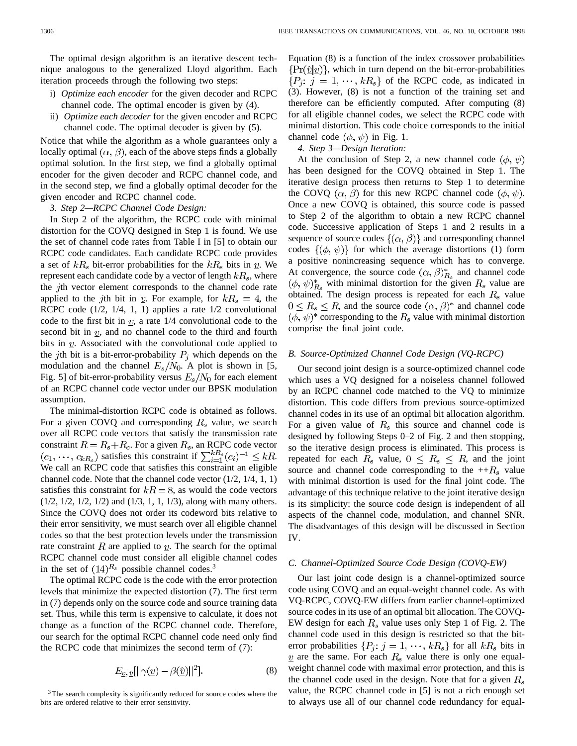The optimal design algorithm is an iterative descent technique analogous to the generalized Lloyd algorithm. Each iteration proceeds through the following two steps:

i) *Optimize each encoder* for the given decoder and RCPC channel code. The optimal encoder is given by (4).

ii) *Optimize each decoder* for the given encoder and RCPC channel code. The optimal decoder is given by (5).

Notice that while the algorithm as a whole guarantees only a locally optimal $(\alpha, \beta)$, each of the above steps finds a globally optimal solution. In the first step, we find a globally optimal encoder for the given decoder and RCPC channel code, and in the second step, we find a globally optimal decoder for the given encoder and RCPC channel code.

*3. Step 2—RCPC Channel Code Design:*

In Step 2 of the algorithm, the RCPC code with minimal distortion for the COVQ designed in Step 1 is found. We use the set of channel code rates from Table I in [5] to obtain our RCPC code candidates. Each candidate RCPC code provides a set of $kR_s$ bit-error probabilities for the $kR_s$ bits in $\underline{v}$. We represent each candidate code by a vector of length $kR_s$, where the $j$th vector element corresponds to the channel code rate applied to the $j$th bit in $\underline{v}$. For example, for $kR_s = 4$, the RCPC code (1/2, 1/4, 1, 1) applies a rate 1/2 convolutional code to the first bit in $\underline{v}$, a rate 1/4 convolutional code to the second bit in $\underline{v}$, and no channel code to the third and fourth bits in $\underline{v}$. Associated with the convolutional code applied to the $j$th bit is a bit-error-probability $P_j$ which depends on the modulation and the channel $E_s/N_0$. A plot is shown in [5, Fig. 5] of bit-error-probability versus $E_s/N_0$ for each element of an RCPC channel code vector under our BPSK modulation assumption.

The minimal-distortion RCPC code is obtained as follows. For a given COVQ and corresponding $R_s$ value, we search over all RCPC code vectors that satisfy the transmission rate constraint $R = R_s + R_c$. For a given $R_s$, an RCPC code vector $(c_1, \cdots, c_{kR_s})$ satisfies this constraint if $\sum_{i=1}^{kR_s} (c_i)^{-1} \leq kR$. We call an RCPC code that satisfies this constraint an eligible channel code. Note that the channel code vector (1/2, 1/4, 1, 1) satisfies this constraint for $kR = 8$, as would the code vectors (1/2, 1/2, 1/2, 1/2) and (1/3, 1, 1, 1/3), along with many others. Since the COVQ does not order its codeword bits relative to their error sensitivity, we must search over all eligible channel codes so that the best protection levels under the transmission rate constraint $R$ are applied to $\underline{v}$. The search for the optimal RCPC channel code must consider all eligible channel codes in the set of $(14)^{R_s}$ possible channel codes.[3]

The optimal RCPC code is the code with the error protection levels that minimize the expected distortion (7). The first term in (7) depends only on the source code and source training data set. Thus, while this term is expensive to calculate, it does not change as a function of the RCPC channel code. Therefore, our search for the optimal RCPC channel code need only find the RCPC code that minimizes the second term of (7):

$$E_{\underline{v}, \hat{\underline{v}}}[\|\gamma(\underline{v}) - \beta(\hat{\underline{v}})\|^2]. \tag{8}$$

[3] The search complexity is significantly reduced for source codes where the bits are ordered relative to their error sensitivity.

Equation (8) is a function of the index crossover probabilities $\{\Pr(\hat{\underline{v}}|\underline{v})\}$, which in turn depend on the bit-error-probabilities $\{P_j\colon j = 1, \cdots, kR_s\}$ of the RCPC code, as indicated in (3). However, (8) is not a function of the training set and therefore can be efficiently computed. After computing (8) for all eligible channel codes, we select the RCPC code with minimal distortion. This code choice corresponds to the initial channel code $(\phi, \psi)$ in Fig. 1.

*4. Step 3—Design Iteration:*

At the conclusion of Step 2, a new channel code $(\phi, \psi)$ has been designed for the COVQ obtained in Step 1. The iterative design process then returns to Step 1 to determine the COVQ $(\alpha, \beta)$ for this new RCPC channel code $(\phi, \psi)$. Once a new COVQ is obtained, this source code is passed to Step 2 of the algorithm to obtain a new RCPC channel code. Successive application of Steps 1 and 2 results in a sequence of source codes $\{(\alpha, \beta)\}$ and corresponding channel codes $\{(\phi, \psi)\}$ for which the average distortions (1) form a positive nonincreasing sequence which has to converge. At convergence, the source code $(\alpha, \beta)^*_{R_s}$ and channel code $(\phi, \psi)^*_{R_s}$ with minimal distortion for the given $R_s$ value are obtained. The design process is repeated for each $R_s$ value $0 \leq R_s \leq R$, and the source code $(\alpha, \beta)^*$ and channel code $(\phi, \psi)^*$ corresponding to the $R_s$ value with minimal distortion comprise the final joint code.

### B. Source-Optimized Channel Code Design (VQ-RCPC)

Our second joint design is a source-optimized channel code which uses a VQ designed for a noiseless channel followed by an RCPC channel code matched to the VQ to minimize distortion. This code differs from previous source-optimized channel codes in its use of an optimal bit allocation algorithm. For a given value of $R_s$ this source and channel code is designed by following Steps 0–2 of Fig. 2 and then stopping, so the iterative design process is eliminated. This process is repeated for each $R_s$ value, $0 \leq R_s \leq R$, and the joint source and channel code corresponding to the ++$R_s$ value with minimal distortion is used for the final joint code. The advantage of this technique relative to the joint iterative design is its simplicity: the source code design is independent of all aspects of the channel code, modulation, and channel SNR. The disadvantages of this design will be discussed in Section IV.

### C. Channel-Optimized Source Code Design (COVQ-EW)

Our last joint code design is a channel-optimized source code using COVQ and an equal-weight channel code. As with VQ-RCPC, COVQ-EW differs from earlier channel-optimized source codes in its use of an optimal bit allocation. The COVQ-EW design for each $R_s$ value uses only Step 1 of Fig. 2. The channel code used in this design is restricted so that the bit-error probabilities $\{P_j\colon j = 1, \cdots, kR_s\}$ for all $kR_s$ bits in $\underline{v}$ are the same. For each $R_s$ value there is only one equal-weight channel code with maximal error protection, and this is the channel code used in the design. Note that for a given $R_s$ value, the RCPC channel code in [5] is not a rich enough set to always use all of our channel code redundancy for equal-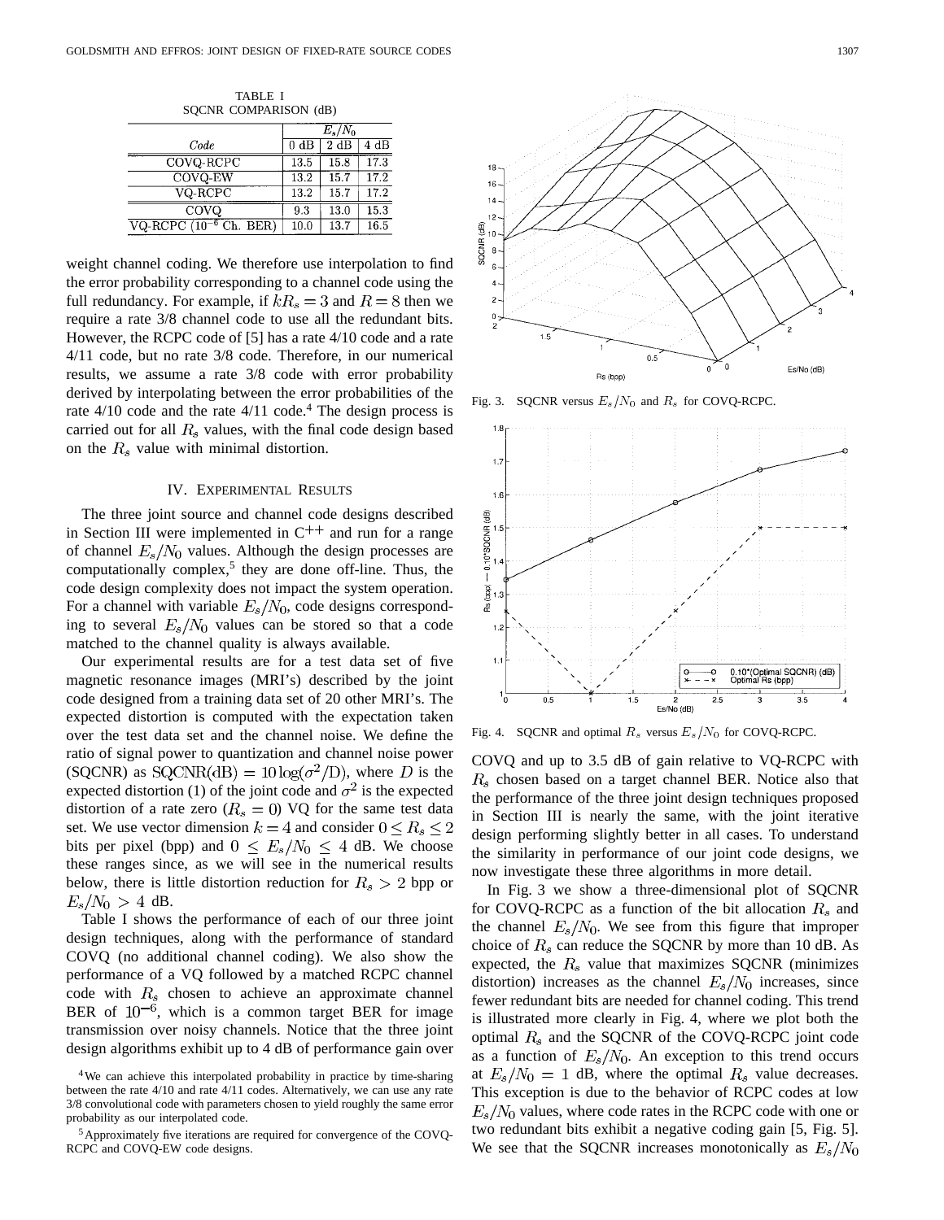TABLE I
SQCNR COMPARISON (dB)

| *Code* | $E_s/N_0$ | | |
|---|---|---|---|
| | 0 dB | 2 dB | 4 dB |
| COVQ-RCPC | 13.5 | 15.8 | 17.3 |
| COVQ-EW | 13.2 | 15.7 | 17.2 |
| VQ-RCPC | 13.2 | 15.7 | 17.2 |
| COVQ | 9.3 | 13.0 | 15.3 |
| VQ-RCPC ($10^{-6}$ Ch. BER) | 10.0 | 13.7 | 16.5 |

weight channel coding. We therefore use interpolation to find the error probability corresponding to a channel code using the full redundancy. For example, if $kR_s = 3$ and $R = 8$ then we require a rate 3/8 channel code to use all the redundant bits. However, the RCPC code of [5] has a rate 4/10 code and a rate 4/11 code, but no rate 3/8 code. Therefore, in our numerical results, we assume a rate 3/8 code with error probability derived by interpolating between the error probabilities of the rate 4/10 code and the rate 4/11 code.[4] The design process is carried out for all $R_s$ values, with the final code design based on the $R_s$ value with minimal distortion.

## IV. Experimental Results

The three joint source and channel code designs described in Section III were implemented in C++ and run for a range of channel $E_s/N_0$ values. Although the design processes are computationally complex,[5] they are done off-line. Thus, the code design complexity does not impact the system operation. For a channel with variable $E_s/N_0$, code designs corresponding to several $E_s/N_0$ values can be stored so that a code matched to the channel quality is always available.

Our experimental results are for a test data set of five magnetic resonance images (MRI's) described by the joint code designed from a training data set of 20 other MRI's. The expected distortion is computed with the expectation taken over the test data set and the channel noise. We define the ratio of signal power to quantization and channel noise power (SQCNR) as $\text{SQCNR(dB)} = 10\log(\sigma^2/\text{D})$, where $D$ is the expected distortion (1) of the joint code and $\sigma^2$ is the expected distortion of a rate zero ($R_s = 0$) VQ for the same test data set. We use vector dimension $k = 4$ and consider $0 \le R_s \le 2$ bits per pixel (bpp) and $0 \le E_s/N_0 \le 4$ dB. We choose these ranges since, as we will see in the numerical results below, there is little distortion reduction for $R_s > 2$ bpp or $E_s/N_0 > 4$ dB.

Table I shows the performance of each of our three joint design techniques, along with the performance of standard COVQ (no additional channel coding). We also show the performance of a VQ followed by a matched RCPC channel code with $R_s$ chosen to achieve an approximate channel BER of $10^{-6}$, which is a common target BER for image transmission over noisy channels. Notice that the three joint design algorithms exhibit up to 4 dB of performance gain over COVQ and up to 3.5 dB of gain relative to VQ-RCPC with $R_s$ chosen based on a target channel BER. Notice also that the performance of the three joint design techniques proposed in Section III is nearly the same, with the joint iterative design performing slightly better in all cases. To understand the similarity in performance of our joint code designs, we now investigate these three algorithms in more detail.

In Fig. 3 we show a three-dimensional plot of SQCNR for COVQ-RCPC as a function of the bit allocation $R_s$ and the channel $E_s/N_0$. We see from this figure that improper choice of $R_s$ can reduce the SQCNR by more than 10 dB. As expected, the $R_s$ value that maximizes SQCNR (minimizes distortion) increases as the channel $E_s/N_0$ increases, since fewer redundant bits are needed for channel coding. This trend is illustrated more clearly in Fig. 4, where we plot both the optimal $R_s$ and the SQCNR of the COVQ-RCPC joint code as a function of $E_s/N_0$. An exception to this trend occurs at $E_s/N_0 = 1$ dB, where the optimal $R_s$ value decreases. This exception is due to the behavior of RCPC codes at low $E_s/N_0$ values, where code rates in the RCPC code with one or two redundant bits exhibit a negative coding gain [5, Fig. 5]. We see that the SQCNR increases monotonically as $E_s/N_0$

Fig. 3. SQCNR versus $E_s/N_0$ and $R_s$ for COVQ-RCPC.

Fig. 4. SQCNR and optimal $R_s$ versus $E_s/N_0$ for COVQ-RCPC.

[4] We can achieve this interpolated probability in practice by time-sharing between the rate 4/10 and rate 4/11 codes. Alternatively, we can use any rate 3/8 convolutional code with parameters chosen to yield roughly the same error probability as our interpolated code.

[5] Approximately five iterations are required for convergence of the COVQ-RCPC and COVQ-EW code designs.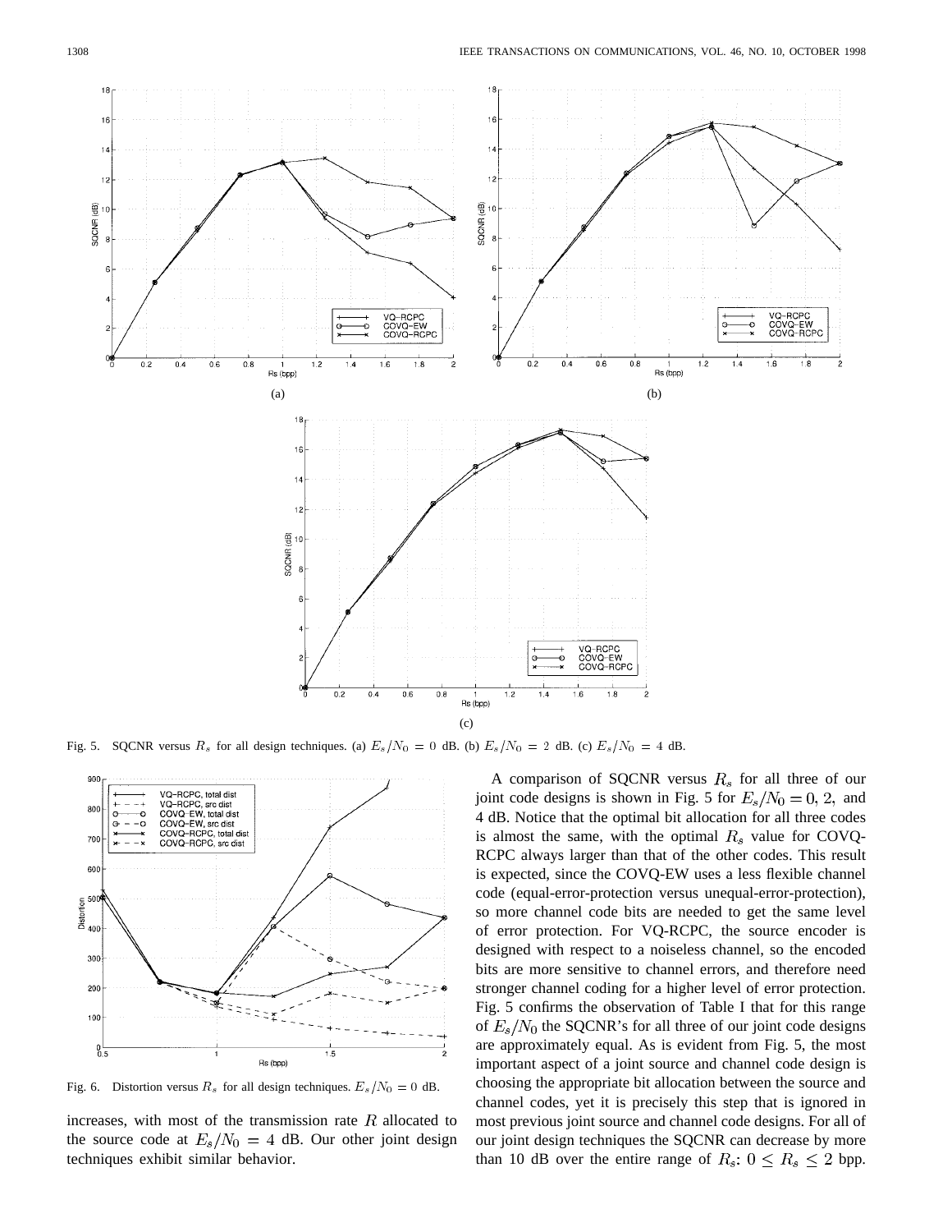Fig. 5. SQCNR versus $R_s$ for all design techniques. (a) $E_s/N_0 = 0$ dB. (b) $E_s/N_0 = 2$ dB. (c) $E_s/N_0 = 4$ dB.

Fig. 6. Distortion versus $R_s$ for all design techniques. $E_s/N_0 = 0$ dB.

increases, with most of the transmission rate $R$ allocated to the source code at $E_s/N_0 = 4$ dB. Our other joint design techniques exhibit similar behavior.

A comparison of SQCNR versus $R_s$ for all three of our joint code designs is shown in Fig. 5 for $E_s/N_0 = 0, 2,$ and 4 dB. Notice that the optimal bit allocation for all three codes is almost the same, with the optimal $R_s$ value for COVQ-RCPC always larger than that of the other codes. This result is expected, since the COVQ-EW uses a less flexible channel code (equal-error-protection versus unequal-error-protection), so more channel code bits are needed to get the same level of error protection. For VQ-RCPC, the source encoder is designed with respect to a noiseless channel, so the encoded bits are more sensitive to channel errors, and therefore need stronger channel coding for a higher level of error protection. Fig. 5 confirms the observation of Table I that for this range of $E_s/N_0$ the SQCNR's for all three of our joint code designs are approximately equal. As is evident from Fig. 5, the most important aspect of a joint source and channel code design is choosing the appropriate bit allocation between the source and channel codes, yet it is precisely this step that is ignored in most previous joint source and channel code designs. For all of our joint design techniques the SQCNR can decrease by more than 10 dB over the entire range of $R_s$: $0 \leq R_s \leq 2$ bpp.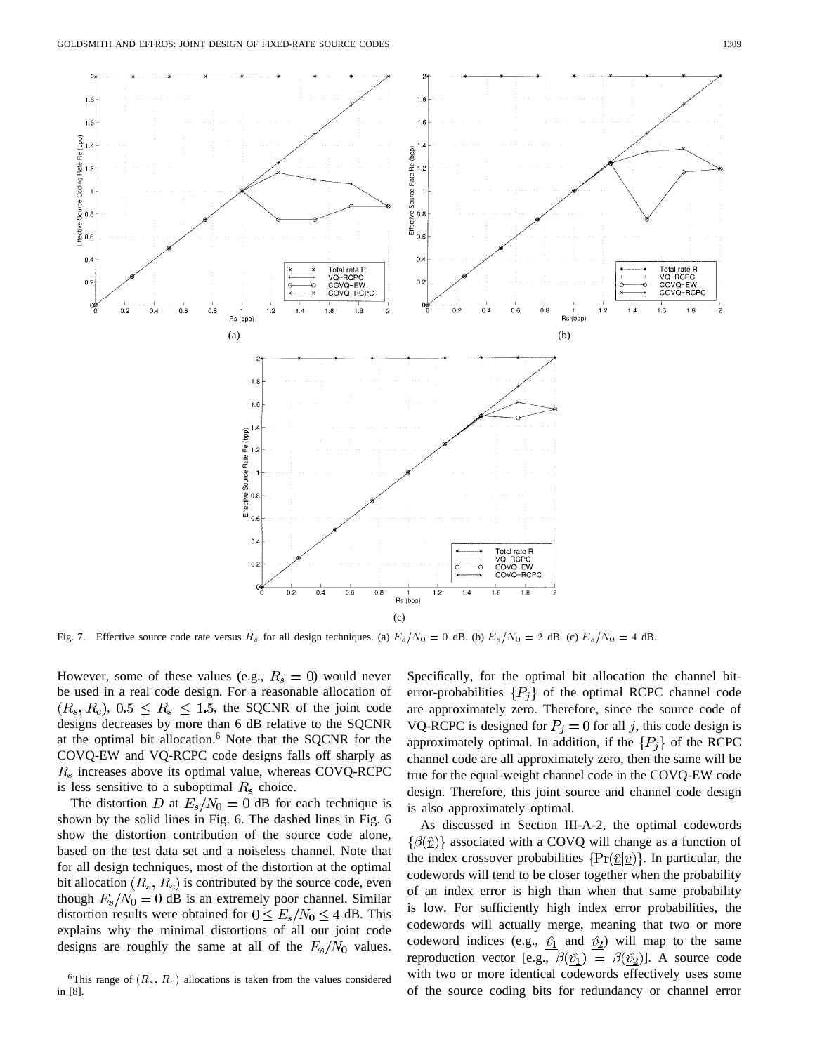Fig. 7. Effective source code rate versus $R_s$ for all design techniques. (a) $E_s/N_0 = 0$ dB. (b) $E_s/N_0 = 2$ dB. (c) $E_s/N_0 = 4$ dB.

However, some of these values (e.g., $R_s = 0$) would never be used in a real code design. For a reasonable allocation of $(R_s, R_c)$, $0.5 \leq R_s \leq 1.5$, the SQCNR of the joint code designs decreases by more than 6 dB relative to the SQCNR at the optimal bit allocation.[6] Note that the SQCNR for the COVQ-EW and VQ-RCPC code designs falls off sharply as $R_s$ increases above its optimal value, whereas COVQ-RCPC is less sensitive to a suboptimal $R_s$ choice.

The distortion $D$ at $E_s/N_0 = 0$ dB for each technique is shown by the solid lines in Fig. 6. The dashed lines in Fig. 6 show the distortion contribution of the source code alone, based on the test data set and a noiseless channel. Note that for all design techniques, most of the distortion at the optimal bit allocation $(R_s, R_c)$ is contributed by the source code, even though $E_s/N_0 = 0$ dB is an extremely poor channel. Similar distortion results were obtained for $0 \leq E_s/N_0 \leq 4$ dB. This explains why the minimal distortions of all our joint code designs are roughly the same at all of the $E_s/N_0$ values. Specifically, for the optimal bit allocation the channel bit-error-probabilities $\{P_j\}$ of the optimal RCPC channel code are approximately zero. Therefore, since the source code of VQ-RCPC is designed for $P_j = 0$ for all $j$, this code design is approximately optimal. In addition, if the $\{P_j\}$ of the RCPC channel code are all approximately zero, then the same will be true for the equal-weight channel code in the COVQ-EW code design. Therefore, this joint source and channel code design is also approximately optimal.

As discussed in Section III-A-2, the optimal codewords $\{\beta(\underline{\hat{v}})\}$ associated with a COVQ will change as a function of the index crossover probabilities $\{\Pr(\underline{\hat{v}}|\underline{v})\}$. In particular, the codewords will tend to be closer together when the probability of an index error is high than when that same probability is low. For sufficiently high index error probabilities, the codewords will actually merge, meaning that two or more codeword indices (e.g., $\underline{\hat{v}_1}$ and $\underline{\hat{v}_2}$) will map to the same reproduction vector [e.g., $\beta(\underline{\hat{v}_1}) = \beta(\underline{\hat{v}_2})$]. A source code with two or more identical codewords effectively uses some of the source coding bits for redundancy or channel error

[6] This range of $(R_s, R_c)$ allocations is taken from the values considered in [8].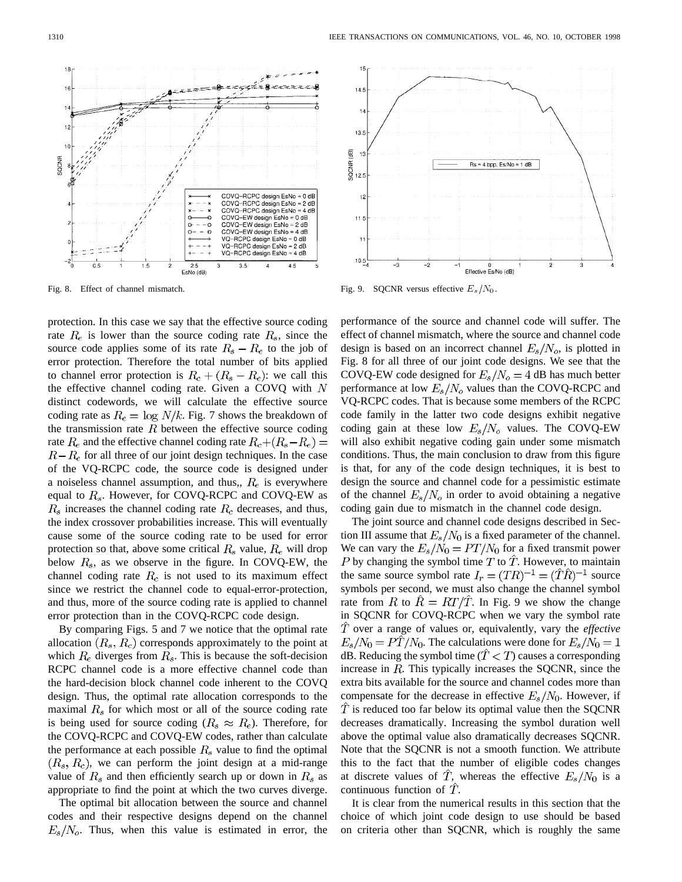Fig. 8. Effect of channel mismatch.

Fig. 9. SQCNR versus effective $E_s/N_0$.

protection. In this case we say that the effective source coding rate $R_e$ is lower than the source coding rate $R_s$, since the source code applies some of its rate $R_s - R_e$ to the job of error protection. Therefore the total number of bits applied to channel error protection is $R_c + (R_s - R_e)$: we call this the effective channel coding rate. Given a COVQ with $N$ distinct codewords, we will calculate the effective source coding rate as $R_e = \log N/k$. Fig. 7 shows the breakdown of the transmission rate $R$ between the effective source coding rate $R_e$ and the effective channel coding rate $R_c + (R_s - R_e) = R - R_e$ for all three of our joint design techniques. In the case of the VQ-RCPC code, the source code is designed under a noiseless channel assumption, and thus,, $R_e$ is everywhere equal to $R_s$. However, for COVQ-RCPC and COVQ-EW as $R_s$ increases the channel coding rate $R_c$ decreases, and thus, the index crossover probabilities increase. This will eventually cause some of the source coding rate to be used for error protection so that, above some critical $R_s$ value, $R_e$ will drop below $R_s$, as we observe in the figure. In COVQ-EW, the channel coding rate $R_c$ is not used to its maximum effect since we restrict the channel code to equal-error-protection, and thus, more of the source coding rate is applied to channel error protection than in the COVQ-RCPC code design.

By comparing Figs. 5 and 7 we notice that the optimal rate allocation $(R_s, R_c)$ corresponds approximately to the point at which $R_e$ diverges from $R_s$. This is because the soft-decision RCPC channel code is a more effective channel code than the hard-decision block channel code inherent to the COVQ design. Thus, the optimal rate allocation corresponds to the maximal $R_s$ for which most or all of the source coding rate is being used for source coding ($R_s \approx R_e$). Therefore, for the COVQ-RCPC and COVQ-EW codes, rather than calculate the performance at each possible $R_s$ value to find the optimal $(R_s, R_c)$, we can perform the joint design at a mid-range value of $R_s$ and then efficiently search up or down in $R_s$ as appropriate to find the point at which the two curves diverge.

The optimal bit allocation between the source and channel codes and their respective designs depend on the channel $E_s/N_o$. Thus, when this value is estimated in error, the performance of the source and channel code will suffer. The effect of channel mismatch, where the source and channel code design is based on an incorrect channel $E_s/N_o$, is plotted in Fig. 8 for all three of our joint code designs. We see that the COVQ-EW code designed for $E_s/N_o = 4$ dB has much better performance at low $E_s/N_o$ values than the COVQ-RCPC and VQ-RCPC codes. That is because some members of the RCPC code family in the latter two code designs exhibit negative coding gain at these low $E_s/N_o$ values. The COVQ-EW will also exhibit negative coding gain under some mismatch conditions. Thus, the main conclusion to draw from this figure is that, for any of the code design techniques, it is best to design the source and channel code for a pessimistic estimate of the channel $E_s/N_o$ in order to avoid obtaining a negative coding gain due to mismatch in the channel code design.

The joint source and channel code designs described in Section III assume that $E_s/N_0$ is a fixed parameter of the channel. We can vary the $E_s/N_0 = PT/N_0$ for a fixed transmit power $P$ by changing the symbol time $T$ to $\hat{T}$. However, to maintain the same source symbol rate $I_r = (TR)^{-1} = (\hat{T}\hat{R})^{-1}$ source symbols per second, we must also change the channel symbol rate from $R$ to $\hat{R} = RT/\hat{T}$. In Fig. 9 we show the change in SQCNR for COVQ-RCPC when we vary the symbol rate $\hat{T}$ over a range of values or, equivalently, vary the *effective* $E_s/N_0 = P\hat{T}/N_0$. The calculations were done for $E_s/N_0 = 1$ dB. Reducing the symbol time ($\hat{T} < T$) causes a corresponding increase in $R$. This typically increases the SQCNR, since the extra bits available for the source and channel codes more than compensate for the decrease in effective $E_s/N_0$. However, if $\hat{T}$ is reduced too far below its optimal value then the SQCNR decreases dramatically. Increasing the symbol duration well above the optimal value also dramatically decreases SQCNR. Note that the SQCNR is not a smooth function. We attribute this to the fact that the number of eligible codes changes at discrete values of $\hat{T}$, whereas the effective $E_s/N_0$ is a continuous function of $\hat{T}$.

It is clear from the numerical results in this section that the choice of which joint code design to use should be based on criteria other than SQCNR, which is roughly the same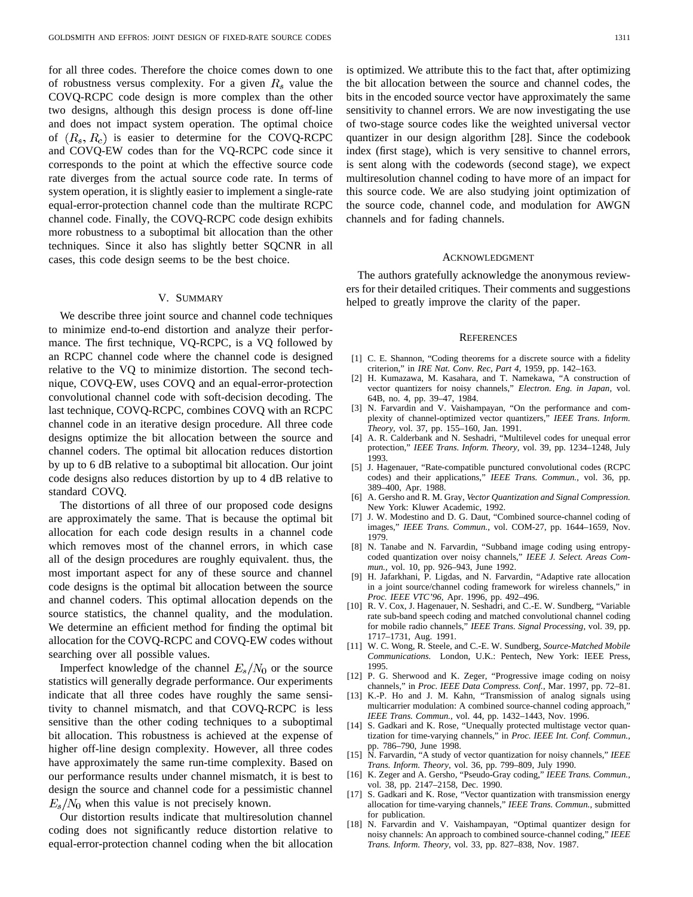for all three codes. Therefore the choice comes down to one of robustness versus complexity. For a given $R_s$ value the COVQ-RCPC code design is more complex than the other two designs, although this design process is done off-line and does not impact system operation. The optimal choice of $(R_s, R_c)$ is easier to determine for the COVQ-RCPC and COVQ-EW codes than for the VQ-RCPC code since it corresponds to the point at which the effective source code rate diverges from the actual source code rate. In terms of system operation, it is slightly easier to implement a single-rate equal-error-protection channel code than the multirate RCPC channel code. Finally, the COVQ-RCPC code design exhibits more robustness to a suboptimal bit allocation than the other techniques. Since it also has slightly better SQCNR in all cases, this code design seems to be the best choice.

## V. Summary

We describe three joint source and channel code techniques to minimize end-to-end distortion and analyze their performance. The first technique, VQ-RCPC, is a VQ followed by an RCPC channel code where the channel code is designed relative to the VQ to minimize distortion. The second technique, COVQ-EW, uses COVQ and an equal-error-protection convolutional channel code with soft-decision decoding. The last technique, COVQ-RCPC, combines COVQ with an RCPC channel code in an iterative design procedure. All three code designs optimize the bit allocation between the source and channel coders. The optimal bit allocation reduces distortion by up to 6 dB relative to a suboptimal bit allocation. Our joint code designs also reduces distortion by up to 4 dB relative to standard COVQ.

The distortions of all three of our proposed code designs are approximately the same. That is because the optimal bit allocation for each code design results in a channel code which removes most of the channel errors, in which case all of the design procedures are roughly equivalent. thus, the most important aspect for any of these source and channel code designs is the optimal bit allocation between the source and channel coders. This optimal allocation depends on the source statistics, the channel quality, and the modulation. We determine an efficient method for finding the optimal bit allocation for the COVQ-RCPC and COVQ-EW codes without searching over all possible values.

Imperfect knowledge of the channel $E_s/N_0$ or the source statistics will generally degrade performance. Our experiments indicate that all three codes have roughly the same sensitivity to channel mismatch, and that COVQ-RCPC is less sensitive than the other coding techniques to a suboptimal bit allocation. This robustness is achieved at the expense of higher off-line design complexity. However, all three codes have approximately the same run-time complexity. Based on our performance results under channel mismatch, it is best to design the source and channel code for a pessimistic channel $E_s/N_0$ when this value is not precisely known.

Our distortion results indicate that multiresolution channel coding does not significantly reduce distortion relative to equal-error-protection channel coding when the bit allocation is optimized. We attribute this to the fact that, after optimizing the bit allocation between the source and channel codes, the bits in the encoded source vector have approximately the same sensitivity to channel errors. We are now investigating the use of two-stage source codes like the weighted universal vector quantizer in our design algorithm [28]. Since the codebook index (first stage), which is very sensitive to channel errors, is sent along with the codewords (second stage), we expect multiresolution channel coding to have more of an impact for this source code. We are also studying joint optimization of the source code, channel code, and modulation for AWGN channels and for fading channels.

## Acknowledgment

The authors gratefully acknowledge the anonymous reviewers for their detailed critiques. Their comments and suggestions helped to greatly improve the clarity of the paper.

## References

[1] C. E. Shannon, "Coding theorems for a discrete source with a fidelity criterion," in *IRE Nat. Conv. Rec, Part 4,* 1959, pp. 142–163.

[2] H. Kumazawa, M. Kasahara, and T. Namekawa, "A construction of vector quantizers for noisy channels," *Electron. Eng. in Japan,* vol. 64B, no. 4, pp. 39–47, 1984.

[3] N. Farvardin and V. Vaishampayan, "On the performance and complexity of channel-optimized vector quantizers," *IEEE Trans. Inform. Theory,* vol. 37, pp. 155–160, Jan. 1991.

[4] A. R. Calderbank and N. Seshadri, "Multilevel codes for unequal error protection," *IEEE Trans. Inform. Theory,* vol. 39, pp. 1234–1248, July 1993.

[5] J. Hagenauer, "Rate-compatible punctured convolutional codes (RCPC codes) and their applications," *IEEE Trans. Commun.,* vol. 36, pp. 389–400, Apr. 1988.

[6] A. Gersho and R. M. Gray, *Vector Quantization and Signal Compression.* New York: Kluwer Academic, 1992.

[7] J. W. Modestino and D. G. Daut, "Combined source-channel coding of images," *IEEE Trans. Commun.,* vol. COM-27, pp. 1644–1659, Nov. 1979.

[8] N. Tanabe and N. Farvardin, "Subband image coding using entropy-coded quantization over noisy channels," *IEEE J. Select. Areas Commun.,* vol. 10, pp. 926–943, June 1992.

[9] H. Jafarkhani, P. Ligdas, and N. Farvardin, "Adaptive rate allocation in a joint source/channel coding framework for wireless channels," in *Proc. IEEE VTC'96,* Apr. 1996, pp. 492–496.

[10] R. V. Cox, J. Hagenauer, N. Seshadri, and C.-E. W. Sundberg, "Variable rate sub-band speech coding and matched convolutional channel coding for mobile radio channels," *IEEE Trans. Signal Processing,* vol. 39, pp. 1717–1731, Aug. 1991.

[11] W. C. Wong, R. Steele, and C.-E. W. Sundberg, *Source-Matched Mobile Communications.* London, U.K.: Pentech, New York: IEEE Press, 1995.

[12] P. G. Sherwood and K. Zeger, "Progressive image coding on noisy channels," in *Proc. IEEE Data Compress. Conf.,* Mar. 1997, pp. 72–81.

[13] K.-P. Ho and J. M. Kahn, "Transmission of analog signals using multicarrier modulation: A combined source-channel coding approach," *IEEE Trans. Commun.,* vol. 44, pp. 1432–1443, Nov. 1996.

[14] S. Gadkari and K. Rose, "Unequally protected multistage vector quantization for time-varying channels," in *Proc. IEEE Int. Conf. Commun.,* pp. 786–790, June 1998.

[15] N. Farvardin, "A study of vector quantization for noisy channels," *IEEE Trans. Inform. Theory,* vol. 36, pp. 799–809, July 1990.

[16] K. Zeger and A. Gersho, "Pseudo-Gray coding," *IEEE Trans. Commun.,* vol. 38, pp. 2147–2158, Dec. 1990.

[17] S. Gadkari and K. Rose, "Vector quantization with transmission energy allocation for time-varying channels," *IEEE Trans. Commun.,* submitted for publication.

[18] N. Farvardin and V. Vaishampayan, "Optimal quantizer design for noisy channels: An approach to combined source-channel coding," *IEEE Trans. Inform. Theory,* vol. 33, pp. 827–838, Nov. 1987.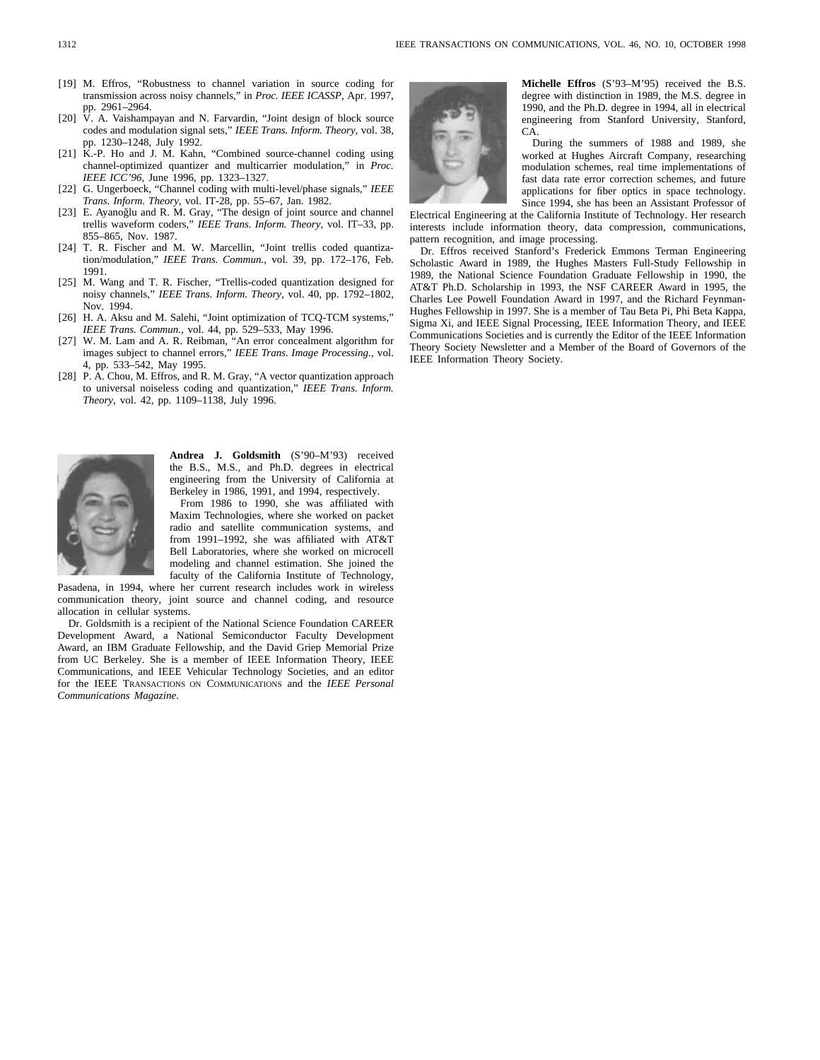[19] M. Effros, "Robustness to channel variation in source coding for transmission across noisy channels," in *Proc. IEEE ICASSP*, Apr. 1997, pp. 2961–2964.

[20] V. A. Vaishampayan and N. Farvardin, "Joint design of block source codes and modulation signal sets," *IEEE Trans. Inform. Theory*, vol. 38, pp. 1230–1248, July 1992.

[21] K.-P. Ho and J. M. Kahn, "Combined source-channel coding using channel-optimized quantizer and multicarrier modulation," in *Proc. IEEE ICC'96*, June 1996, pp. 1323–1327.

[22] G. Ungerboeck, "Channel coding with multi-level/phase signals," *IEEE Trans. Inform. Theory*, vol. IT-28, pp. 55–67, Jan. 1982.

[23] E. Ayanoğlu and R. M. Gray, "The design of joint source and channel trellis waveform coders," *IEEE Trans. Inform. Theory*, vol. IT–33, pp. 855–865, Nov. 1987.

[24] T. R. Fischer and M. W. Marcellin, "Joint trellis coded quantization/modulation," *IEEE Trans. Commun.*, vol. 39, pp. 172–176, Feb. 1991.

[25] M. Wang and T. R. Fischer, "Trellis-coded quantization designed for noisy channels," *IEEE Trans. Inform. Theory*, vol. 40, pp. 1792–1802, Nov. 1994.

[26] H. A. Aksu and M. Salehi, "Joint optimization of TCQ-TCM systems," *IEEE Trans. Commun.*, vol. 44, pp. 529–533, May 1996.

[27] W. M. Lam and A. R. Reibman, "An error concealment algorithm for images subject to channel errors," *IEEE Trans. Image Processing.*, vol. 4, pp. 533–542, May 1995.

[28] P. A. Chou, M. Effros, and R. M. Gray, "A vector quantization approach to universal noiseless coding and quantization," *IEEE Trans. Inform. Theory*, vol. 42, pp. 1109–1138, July 1996.

**Andrea J. Goldsmith** (S'90–M'93) received the B.S., M.S., and Ph.D. degrees in electrical engineering from the University of California at Berkeley in 1986, 1991, and 1994, respectively.

From 1986 to 1990, she was affiliated with Maxim Technologies, where she worked on packet radio and satellite communication systems, and from 1991–1992, she was affiliated with AT&T Bell Laboratories, where she worked on microcell modeling and channel estimation. She joined the faculty of the California Institute of Technology, Pasadena, in 1994, where her current research includes work in wireless communication theory, joint source and channel coding, and resource allocation in cellular systems.

Dr. Goldsmith is a recipient of the National Science Foundation CAREER Development Award, a National Semiconductor Faculty Development Award, an IBM Graduate Fellowship, and the David Griep Memorial Prize from UC Berkeley. She is a member of IEEE Information Theory, IEEE Communications, and IEEE Vehicular Technology Societies, and an editor for the IEEE TRANSACTIONS ON COMMUNICATIONS and the *IEEE Personal Communications Magazine*.

**Michelle Effros** (S'93–M'95) received the B.S. degree with distinction in 1989, the M.S. degree in 1990, and the Ph.D. degree in 1994, all in electrical engineering from Stanford University, Stanford, CA.

During the summers of 1988 and 1989, she worked at Hughes Aircraft Company, researching modulation schemes, real time implementations of fast data rate error correction schemes, and future applications for fiber optics in space technology. Since 1994, she has been an Assistant Professor of Electrical Engineering at the California Institute of Technology. Her research interests include information theory, data compression, communications, pattern recognition, and image processing.

Dr. Effros received Stanford's Frederick Emmons Terman Engineering Scholastic Award in 1989, the Hughes Masters Full-Study Fellowship in 1989, the National Science Foundation Graduate Fellowship in 1990, the AT&T Ph.D. Scholarship in 1993, the NSF CAREER Award in 1995, the Charles Lee Powell Foundation Award in 1997, and the Richard Feynman-Hughes Fellowship in 1997. She is a member of Tau Beta Pi, Phi Beta Kappa, Sigma Xi, and IEEE Signal Processing, IEEE Information Theory, and IEEE Communications Societies and is currently the Editor of the IEEE Information Theory Society Newsletter and a Member of the Board of Governors of the IEEE Information Theory Society.